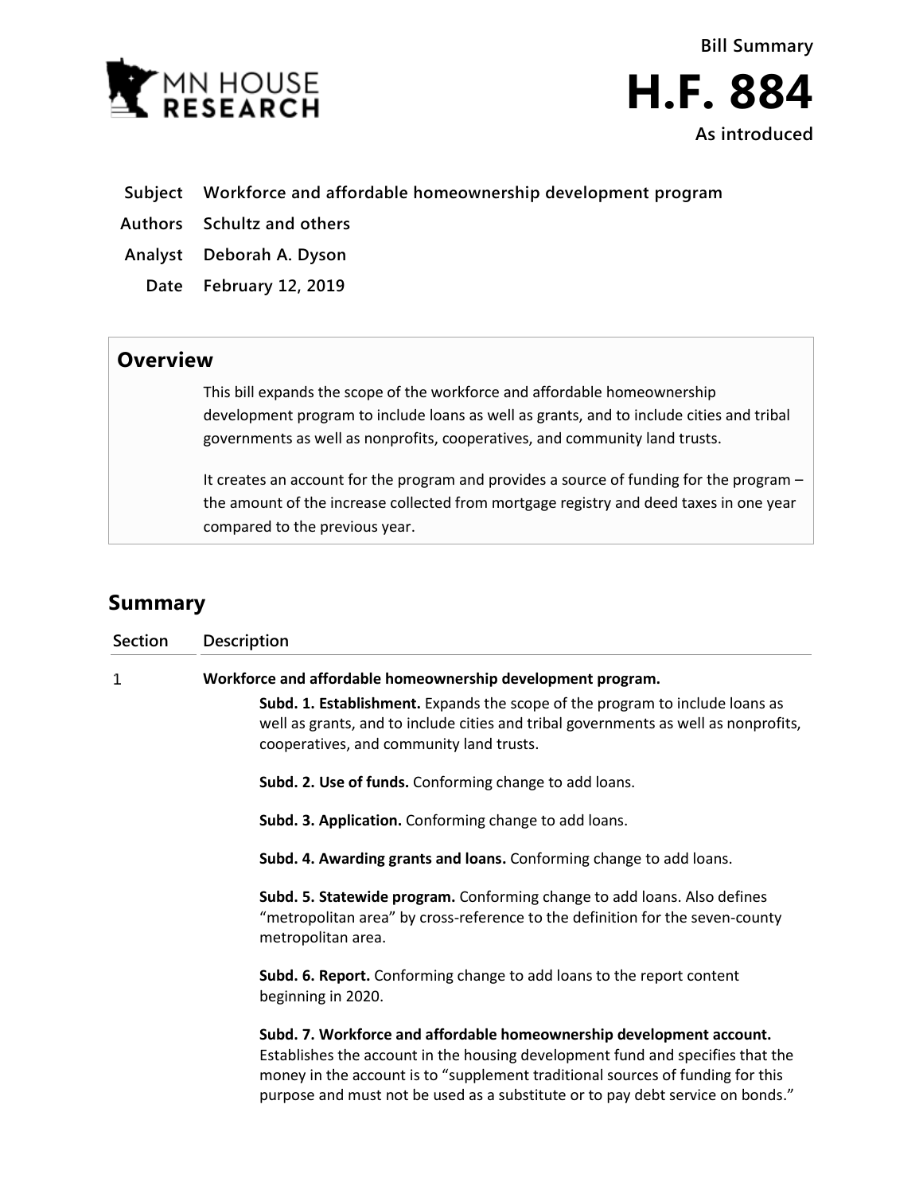MN HOUSE RESEARCH

**Bill Summary**

# H.F. 884

**As introduced**

| | |
|---|---|
| **Subject** | **Workforce and affordable homeownership development program** |
| **Authors** | **Schultz and others** |
| **Analyst** | **Deborah A. Dyson** |
| **Date** | **February 12, 2019** |

## Overview

This bill expands the scope of the workforce and affordable homeownership development program to include loans as well as grants, and to include cities and tribal governments as well as nonprofits, cooperatives, and community land trusts.

It creates an account for the program and provides a source of funding for the program – the amount of the increase collected from mortgage registry and deed taxes in one year compared to the previous year.

## Summary

| Section | Description |
|---|---|
| 1 | **Workforce and affordable homeownership development program.**<br><br>**Subd. 1. Establishment.** Expands the scope of the program to include loans as well as grants, and to include cities and tribal governments as well as nonprofits, cooperatives, and community land trusts.<br><br>**Subd. 2. Use of funds.** Conforming change to add loans.<br><br>**Subd. 3. Application.** Conforming change to add loans.<br><br>**Subd. 4. Awarding grants and loans.** Conforming change to add loans.<br><br>**Subd. 5. Statewide program.** Conforming change to add loans. Also defines "metropolitan area" by cross-reference to the definition for the seven-county metropolitan area.<br><br>**Subd. 6. Report.** Conforming change to add loans to the report content beginning in 2020.<br><br>**Subd. 7. Workforce and affordable homeownership development account.** Establishes the account in the housing development fund and specifies that the money in the account is to "supplement traditional sources of funding for this purpose and must not be used as a substitute or to pay debt service on bonds." |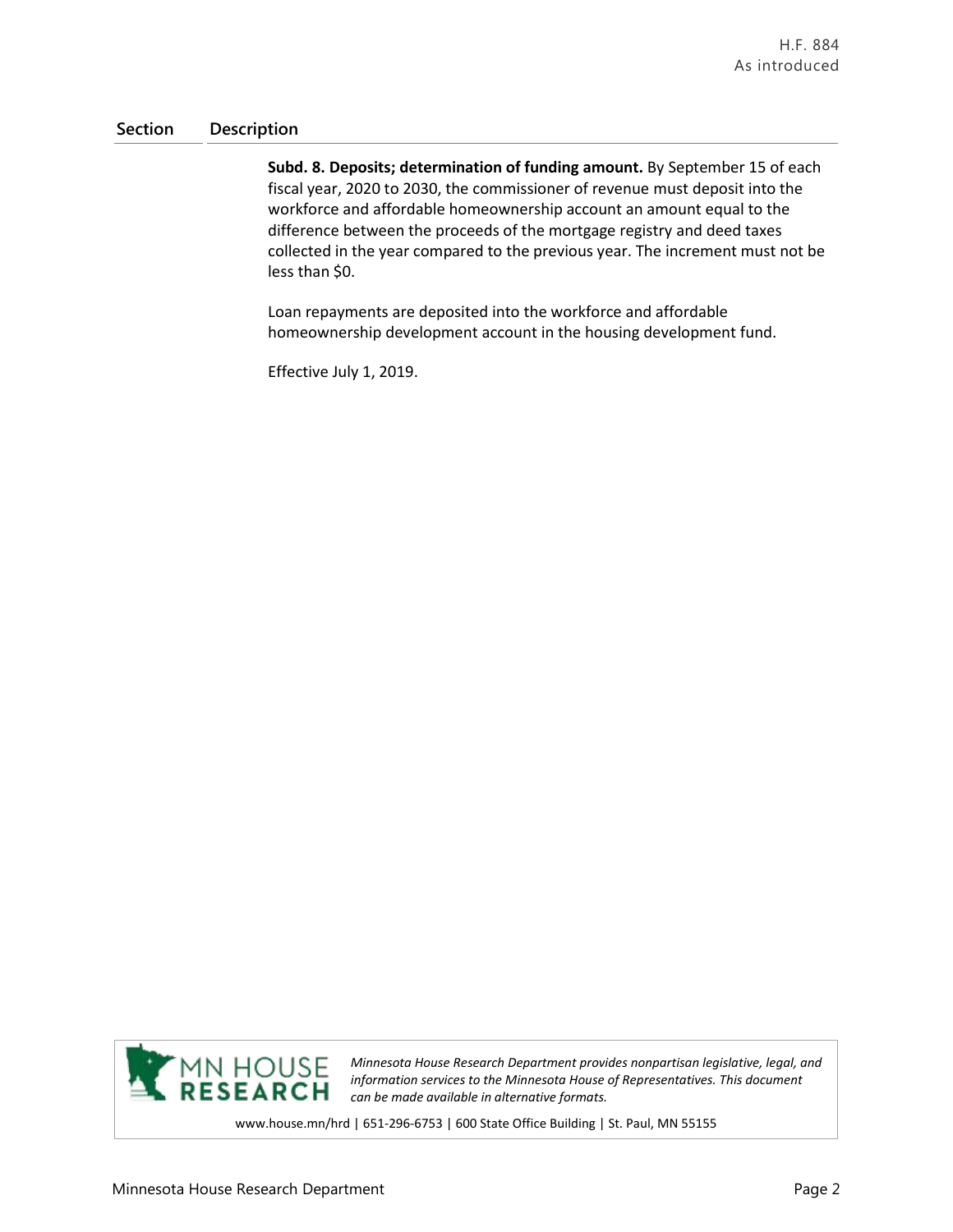| Section | Description |
|---|---|
| | **Subd. 8. Deposits; determination of funding amount.** By September 15 of each fiscal year, 2020 to 2030, the commissioner of revenue must deposit into the workforce and affordable homeownership account an amount equal to the difference between the proceeds of the mortgage registry and deed taxes collected in the year compared to the previous year. The increment must not be less than $0. |
| | Loan repayments are deposited into the workforce and affordable homeownership development account in the housing development fund. |
| | Effective July 1, 2019. |

MN HOUSE RESEARCH

*Minnesota House Research Department provides nonpartisan legislative, legal, and information services to the Minnesota House of Representatives. This document can be made available in alternative formats.*

www.house.mn/hrd | 651-296-6753 | 600 State Office Building | St. Paul, MN 55155